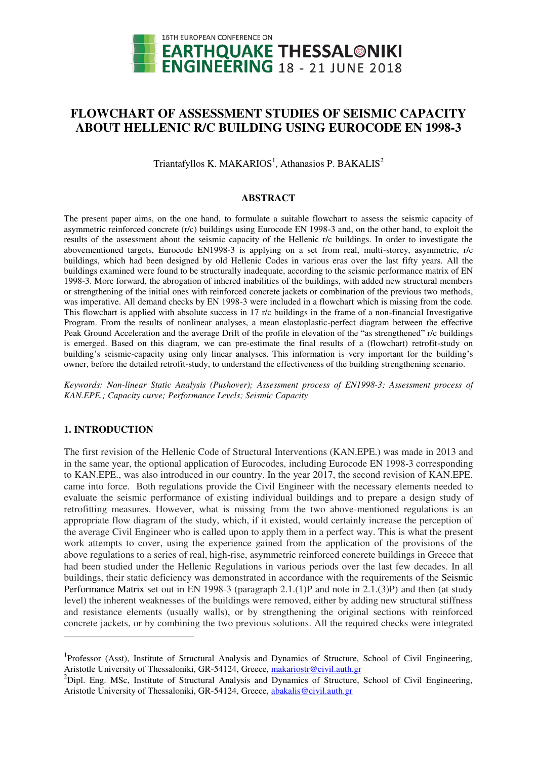# FLOWCHART OF ASSESSMENT STUDIES OF SEISMIC CAPACITY ABOUT HELLENIC R/C BUILDING USING EUROCODE EN 1998-3

Triantafyllos K. MAKARIOS[1], Athanasios P. BAKALIS[2]

## ABSTRACT

The present paper aims, on the one hand, to formulate a suitable flowchart to assess the seismic capacity of asymmetric reinforced concrete (r/c) buildings using Eurocode EN 1998-3 and, on the other hand, to exploit the results of the assessment about the seismic capacity of the Hellenic r/c buildings. In order to investigate the abovementioned targets, Eurocode EN1998-3 is applying on a set from real, multi-storey, asymmetric, r/c buildings, which had been designed by old Hellenic Codes in various eras over the last fifty years. All the buildings examined were found to be structurally inadequate, according to the seismic performance matrix of EN 1998-3. More forward, the abrogation of inhered inabilities of the buildings, with added new structural members or strengthening of the initial ones with reinforced concrete jackets or combination of the previous two methods, was imperative. All demand checks by EN 1998-3 were included in a flowchart which is missing from the code. This flowchart is applied with absolute success in 17 r/c buildings in the frame of a non-financial Investigative Program. From the results of nonlinear analyses, a mean elastoplastic-perfect diagram between the effective Peak Ground Acceleration and the average Drift of the profile in elevation of the "as strengthened" r/c buildings is emerged. Based on this diagram, we can pre-estimate the final results of a (flowchart) retrofit-study on building's seismic-capacity using only linear analyses. This information is very important for the building's owner, before the detailed retrofit-study, to understand the effectiveness of the building strengthening scenario.

*Keywords: Non-linear Static Analysis (Pushover); Assessment process of EN1998-3; Assessment process of KAN.EPE.; Capacity curve; Performance Levels; Seismic Capacity*

## 1. INTRODUCTION

The first revision of the Hellenic Code of Structural Interventions (KAN.EPE.) was made in 2013 and in the same year, the optional application of Eurocodes, including Eurocode EN 1998-3 corresponding to KAN.EPE., was also introduced in our country. In the year 2017, the second revision of KAN.EPE. came into force. Both regulations provide the Civil Engineer with the necessary elements needed to evaluate the seismic performance of existing individual buildings and to prepare a design study of retrofitting measures. However, what is missing from the two above-mentioned regulations is an appropriate flow diagram of the study, which, if it existed, would certainly increase the perception of the average Civil Engineer who is called upon to apply them in a perfect way. This is what the present work attempts to cover, using the experience gained from the application of the provisions of the above regulations to a series of real, high-rise, asymmetric reinforced concrete buildings in Greece that had been studied under the Hellenic Regulations in various periods over the last few decades. In all buildings, their static deficiency was demonstrated in accordance with the requirements of the Seismic Performance Matrix set out in EN 1998-3 (paragraph 2.1.(1)P and note in 2.1.(3)P) and then (at study level) the inherent weaknesses of the buildings were removed, either by adding new structural stiffness and resistance elements (usually walls), or by strengthening the original sections with reinforced concrete jackets, or by combining the two previous solutions. All the required checks were integrated

---

[1]Professor (Asst), Institute of Structural Analysis and Dynamics of Structure, School of Civil Engineering, Aristotle University of Thessaloniki, GR-54124, Greece, makariostr@civil.auth.gr

[2]Dipl. Eng. MSc, Institute of Structural Analysis and Dynamics of Structure, School of Civil Engineering, Aristotle University of Thessaloniki, GR-54124, Greece, abakalis@civil.auth.gr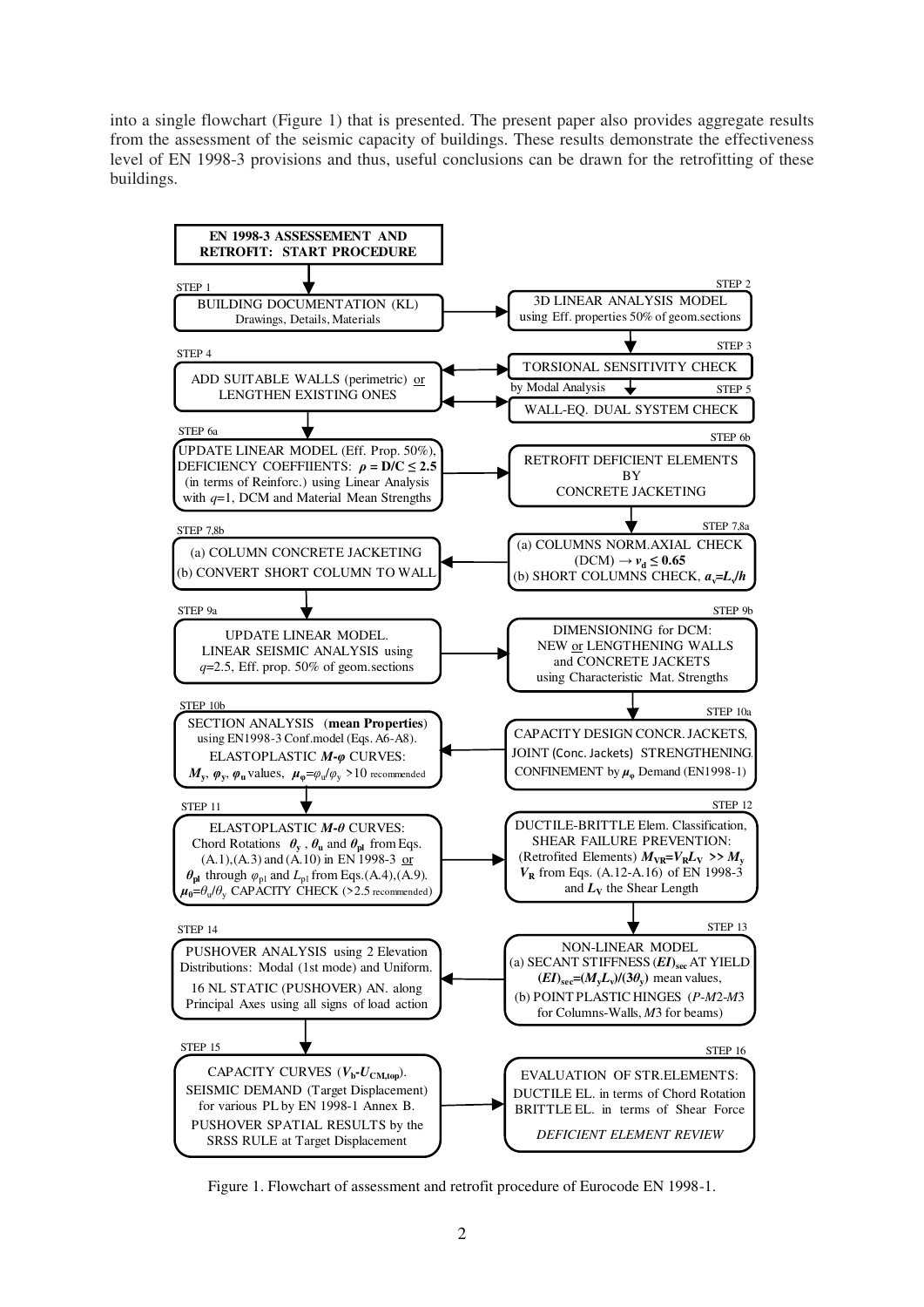into a single flowchart (Figure 1) that is presented. The present paper also provides aggregate results from the assessment of the seismic capacity of buildings. These results demonstrate the effectiveness level of EN 1998-3 provisions and thus, useful conclusions can be drawn for the retrofitting of these buildings.

**EN 1998-3 ASSESSEMENT AND RETROFIT: START PROCEDURE**

STEP 1
BUILDING DOCUMENTATION (KL)
Drawings, Details, Materials

STEP 2
3D LINEAR ANALYSIS MODEL
using Eff. properties 50% of geom.sections

STEP 3
TORSIONAL SENSITIVITY CHECK
by Modal Analysis

STEP 4
ADD SUITABLE WALLS (perimetric) or LENGTHEN EXISTING ONES

STEP 5
WALL-EQ. DUAL SYSTEM CHECK

STEP 6a
UPDATE LINEAR MODEL (Eff. Prop. 50%), DEFICIENCY COEFFIIENTS: $\boldsymbol{\rho = D/C \leq 2.5}$ (in terms of Reinforc.) using Linear Analysis with $q$=1, DCM and Material Mean Strengths

STEP 6b
RETROFIT DEFICIENT ELEMENTS BY CONCRETE JACKETING

STEP 7,8a
(a) COLUMNS NORM.AXIAL CHECK (DCM) → $\boldsymbol{v_d \leq 0.65}$
(b) SHORT COLUMNS CHECK, $\boldsymbol{a_v = L_v/h}$

STEP 7,8b
(a) COLUMN CONCRETE JACKETING
(b) CONVERT SHORT COLUMN TO WALL

STEP 9a
UPDATE LINEAR MODEL.
LINEAR SEISMIC ANALYSIS using $q$=2.5, Eff. prop. 50% of geom.sections

STEP 9b
DIMENSIONING for DCM:
NEW or LENGTHENING WALLS and CONCRETE JACKETS
using Characteristic Mat. Strengths

STEP 10a
CAPACITY DESIGN CONCR. JACKETS, JOINT (Conc. Jackets) STRENGTHENING, CONFINEMENT by $\boldsymbol{\mu_\varphi}$ Demand (EN1998-1)

STEP 10b
SECTION ANALYSIS (**mean Properties**) using EN1998-3 Conf.model (Eqs. A6-A8).
ELASTOPLASTIC $\boldsymbol{M}$-$\boldsymbol{\varphi}$ CURVES:
$\boldsymbol{M_y}$, $\boldsymbol{\varphi_y}$, $\boldsymbol{\varphi_u}$ values, $\boldsymbol{\mu_\varphi} = \varphi_u/\varphi_y$ >10 recommended

STEP 11
ELASTOPLASTIC $\boldsymbol{M}$-$\boldsymbol{\theta}$ CURVES:
Chord Rotations $\boldsymbol{\theta_y}$, $\boldsymbol{\theta_u}$ and $\boldsymbol{\theta_{pl}}$ from Eqs. (A.1),(A.3) and (A.10) in EN 1998-3 or $\boldsymbol{\theta_{pl}}$ through $\varphi_{pl}$ and $L_{pl}$ from Eqs.(A.4),(A.9).
$\boldsymbol{\mu_\theta} = \theta_u/\theta_y$ CAPACITY CHECK (>2.5 recommended)

STEP 12
DUCTILE-BRITTLE Elem. Classification,
SHEAR FAILURE PREVENTION:
(Retrofited Elements) $\boldsymbol{M_{VR} = V_R L_V >> M_y}$
$\boldsymbol{V_R}$ from Eqs. (A.12-A.16) of EN 1998-3 and $\boldsymbol{L_V}$ the Shear Length

STEP 13
NON-LINEAR MODEL
(a) SECANT STIFFNESS $\boldsymbol{(EI)_{sec}}$ AT YIELD $\boldsymbol{(EI)_{sec} = (M_y L_v)/(3\theta_y)}$ mean values,
(b) POINT PLASTIC HINGES (*P-M2-M3* for Columns-Walls, *M3* for beams)

STEP 14
PUSHOVER ANALYSIS using 2 Elevation Distributions: Modal (1st mode) and Uniform.
16 NL STATIC (PUSHOVER) AN. along Principal Axes using all signs of load action

STEP 15
CAPACITY CURVES ($\boldsymbol{V_b}$-$\boldsymbol{U_{CM,top}}$).
SEISMIC DEMAND (Target Displacement) for various PL by EN 1998-1 Annex B.
PUSHOVER SPATIAL RESULTS by the SRSS RULE at Target Displacement

STEP 16
EVALUATION OF STR.ELEMENTS:
DUCTILE EL. in terms of Chord Rotation
BRITTLE EL. in terms of Shear Force
*DEFICIENT ELEMENT REVIEW*

Figure 1. Flowchart of assessment and retrofit procedure of Eurocode EN 1998-1.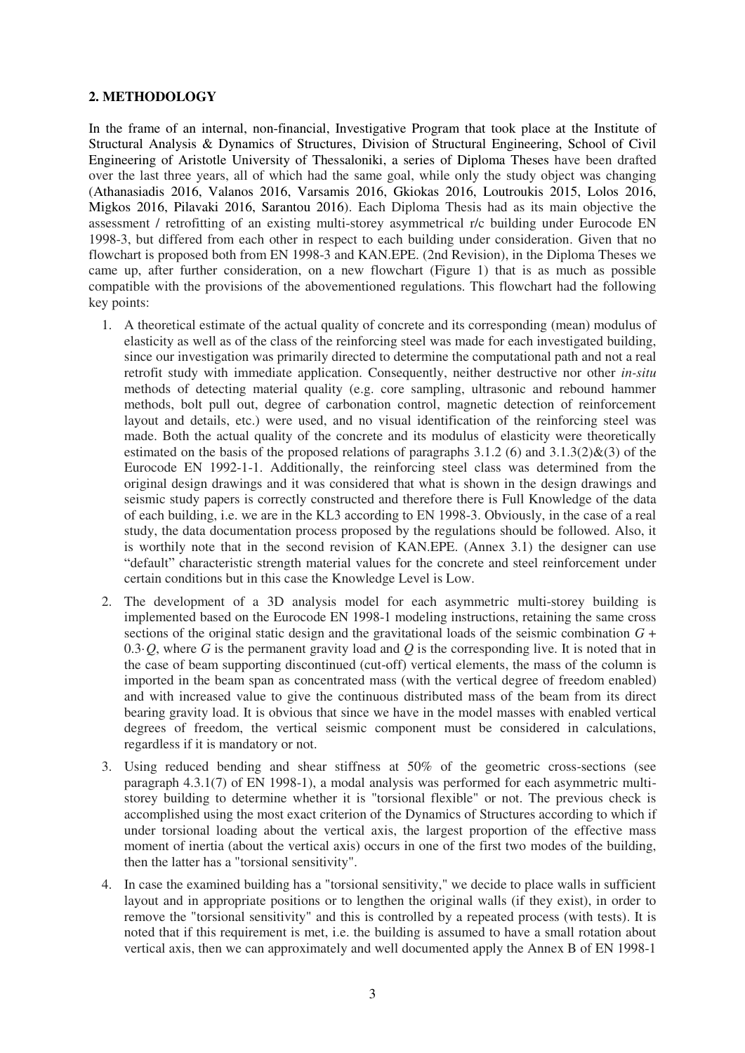## 2. METHODOLOGY

In the frame of an internal, non-financial, Investigative Program that took place at the Institute of Structural Analysis & Dynamics of Structures, Division of Structural Engineering, School of Civil Engineering of Aristotle University of Thessaloniki, a series of Diploma Theses have been drafted over the last three years, all of which had the same goal, while only the study object was changing (Athanasiadis 2016, Valanos 2016, Varsamis 2016, Gkiokas 2016, Loutroukis 2015, Lolos 2016, Migkos 2016, Pilavaki 2016, Sarantou 2016). Each Diploma Thesis had as its main objective the assessment / retrofitting of an existing multi-storey asymmetrical r/c building under Eurocode EN 1998-3, but differed from each other in respect to each building under consideration. Given that no flowchart is proposed both from EN 1998-3 and KAN.EPE. (2nd Revision), in the Diploma Theses we came up, after further consideration, on a new flowchart (Figure 1) that is as much as possible compatible with the provisions of the abovementioned regulations. This flowchart had the following key points:

1. A theoretical estimate of the actual quality of concrete and its corresponding (mean) modulus of elasticity as well as of the class of the reinforcing steel was made for each investigated building, since our investigation was primarily directed to determine the computational path and not a real retrofit study with immediate application. Consequently, neither destructive nor other *in-situ* methods of detecting material quality (e.g. core sampling, ultrasonic and rebound hammer methods, bolt pull out, degree of carbonation control, magnetic detection of reinforcement layout and details, etc.) were used, and no visual identification of the reinforcing steel was made. Both the actual quality of the concrete and its modulus of elasticity were theoretically estimated on the basis of the proposed relations of paragraphs 3.1.2 (6) and 3.1.3(2)&(3) of the Eurocode EN 1992-1-1. Additionally, the reinforcing steel class was determined from the original design drawings and it was considered that what is shown in the design drawings and seismic study papers is correctly constructed and therefore there is Full Knowledge of the data of each building, i.e. we are in the KL3 according to EN 1998-3. Obviously, in the case of a real study, the data documentation process proposed by the regulations should be followed. Also, it is worthily note that in the second revision of KAN.EPE. (Annex 3.1) the designer can use "default" characteristic strength material values for the concrete and steel reinforcement under certain conditions but in this case the Knowledge Level is Low.
2. The development of a 3D analysis model for each asymmetric multi-storey building is implemented based on the Eurocode EN 1998-1 modeling instructions, retaining the same cross sections of the original static design and the gravitational loads of the seismic combination $G + 0.3{\cdot}Q$, where $G$ is the permanent gravity load and $Q$ is the corresponding live. It is noted that in the case of beam supporting discontinued (cut-off) vertical elements, the mass of the column is imported in the beam span as concentrated mass (with the vertical degree of freedom enabled) and with increased value to give the continuous distributed mass of the beam from its direct bearing gravity load. It is obvious that since we have in the model masses with enabled vertical degrees of freedom, the vertical seismic component must be considered in calculations, regardless if it is mandatory or not.
3. Using reduced bending and shear stiffness at 50% of the geometric cross-sections (see paragraph 4.3.1(7) of EN 1998-1), a modal analysis was performed for each asymmetric multi-storey building to determine whether it is "torsional flexible" or not. The previous check is accomplished using the most exact criterion of the Dynamics of Structures according to which if under torsional loading about the vertical axis, the largest proportion of the effective mass moment of inertia (about the vertical axis) occurs in one of the first two modes of the building, then the latter has a "torsional sensitivity".
4. In case the examined building has a "torsional sensitivity," we decide to place walls in sufficient layout and in appropriate positions or to lengthen the original walls (if they exist), in order to remove the "torsional sensitivity" and this is controlled by a repeated process (with tests). It is noted that if this requirement is met, i.e. the building is assumed to have a small rotation about vertical axis, then we can approximately and well documented apply the Annex B of EN 1998-1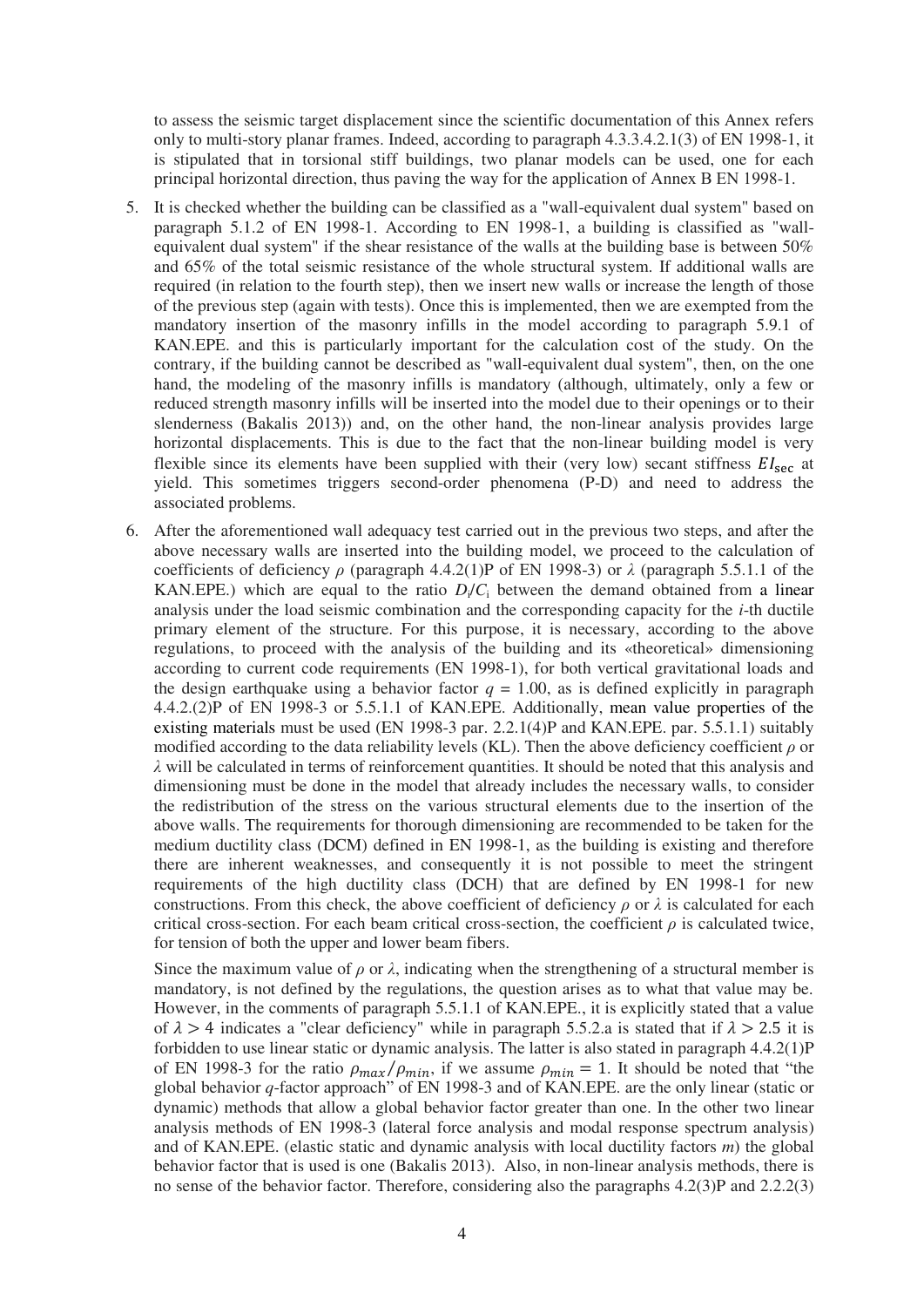to assess the seismic target displacement since the scientific documentation of this Annex refers only to multi-story planar frames. Indeed, according to paragraph 4.3.3.4.2.1(3) of EN 1998-1, it is stipulated that in torsional stiff buildings, two planar models can be used, one for each principal horizontal direction, thus paving the way for the application of Annex B EN 1998-1.

5. It is checked whether the building can be classified as a "wall-equivalent dual system" based on paragraph 5.1.2 of EN 1998-1. According to EN 1998-1, a building is classified as "wall-equivalent dual system" if the shear resistance of the walls at the building base is between 50% and 65% of the total seismic resistance of the whole structural system. If additional walls are required (in relation to the fourth step), then we insert new walls or increase the length of those of the previous step (again with tests). Once this is implemented, then we are exempted from the mandatory insertion of the masonry infills in the model according to paragraph 5.9.1 of KAN.EPE. and this is particularly important for the calculation cost of the study. On the contrary, if the building cannot be described as "wall-equivalent dual system", then, on the one hand, the modeling of the masonry infills is mandatory (although, ultimately, only a few or reduced strength masonry infills will be inserted into the model due to their openings or to their slenderness (Bakalis 2013)) and, on the other hand, the non-linear analysis provides large horizontal displacements. This is due to the fact that the non-linear building model is very flexible since its elements have been supplied with their (very low) secant stiffness $EI_{\text{sec}}$ at yield. This sometimes triggers second-order phenomena (P-D) and need to address the associated problems.

6. After the aforementioned wall adequacy test carried out in the previous two steps, and after the above necessary walls are inserted into the building model, we proceed to the calculation of coefficients of deficiency $\rho$ (paragraph 4.4.2(1)P of EN 1998-3) or $\lambda$ (paragraph 5.5.1.1 of the KAN.EPE.) which are equal to the ratio $D_i/C_i$ between the demand obtained from a linear analysis under the load seismic combination and the corresponding capacity for the $i$-th ductile primary element of the structure. For this purpose, it is necessary, according to the above regulations, to proceed with the analysis of the building and its «theoretical» dimensioning according to current code requirements (EN 1998-1), for both vertical gravitational loads and the design earthquake using a behavior factor $q$ = 1.00, as is defined explicitly in paragraph 4.4.2.(2)P of EN 1998-3 or 5.5.1.1 of KAN.EPE. Additionally, mean value properties of the existing materials must be used (EN 1998-3 par. 2.2.1(4)P and KAN.EPE. par. 5.5.1.1) suitably modified according to the data reliability levels (KL). Then the above deficiency coefficient $\rho$ or $\lambda$ will be calculated in terms of reinforcement quantities. It should be noted that this analysis and dimensioning must be done in the model that already includes the necessary walls, to consider the redistribution of the stress on the various structural elements due to the insertion of the above walls. The requirements for thorough dimensioning are recommended to be taken for the medium ductility class (DCM) defined in EN 1998-1, as the building is existing and therefore there are inherent weaknesses, and consequently it is not possible to meet the stringent requirements of the high ductility class (DCH) that are defined by EN 1998-1 for new constructions. From this check, the above coefficient of deficiency $\rho$ or $\lambda$ is calculated for each critical cross-section. For each beam critical cross-section, the coefficient $\rho$ is calculated twice, for tension of both the upper and lower beam fibers.

   Since the maximum value of $\rho$ or $\lambda$, indicating when the strengthening of a structural member is mandatory, is not defined by the regulations, the question arises as to what that value may be. However, in the comments of paragraph 5.5.1.1 of KAN.EPE., it is explicitly stated that a value of $\lambda > 4$ indicates a "clear deficiency" while in paragraph 5.5.2.a is stated that if $\lambda > 2.5$ it is forbidden to use linear static or dynamic analysis. The latter is also stated in paragraph 4.4.2(1)P of EN 1998-3 for the ratio $\rho_{max}/\rho_{min}$, if we assume $\rho_{min} = 1$. It should be noted that "the global behavior $q$-factor approach" of EN 1998-3 and of KAN.EPE. are the only linear (static or dynamic) methods that allow a global behavior factor greater than one. In the other two linear analysis methods of EN 1998-3 (lateral force analysis and modal response spectrum analysis) and of KAN.EPE. (elastic static and dynamic analysis with local ductility factors $m$) the global behavior factor that is used is one (Bakalis 2013). Also, in non-linear analysis methods, there is no sense of the behavior factor. Therefore, considering also the paragraphs 4.2(3)P and 2.2.2(3)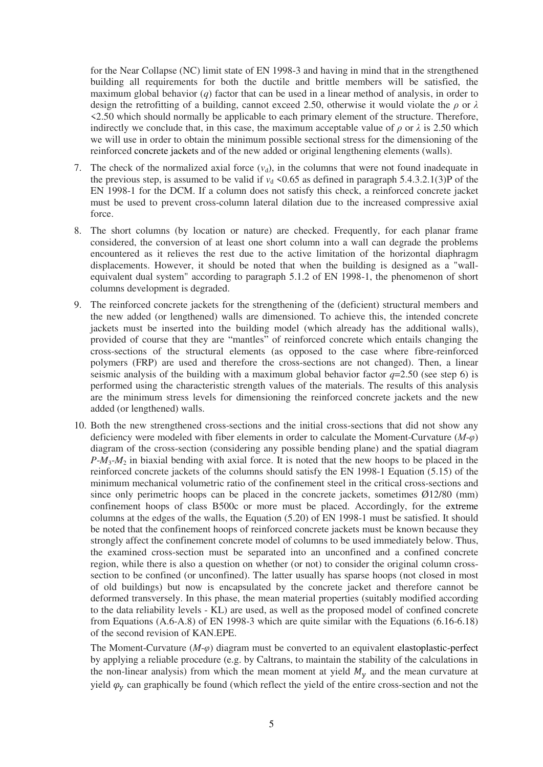for the Near Collapse (NC) limit state of EN 1998-3 and having in mind that in the strengthened building all requirements for both the ductile and brittle members will be satisfied, the maximum global behavior ($q$) factor that can be used in a linear method of analysis, in order to design the retrofitting of a building, cannot exceed 2.50, otherwise it would violate the $\rho$ or $\lambda$ <2.50 which should normally be applicable to each primary element of the structure. Therefore, indirectly we conclude that, in this case, the maximum acceptable value of $\rho$ or $\lambda$ is 2.50 which we will use in order to obtain the minimum possible sectional stress for the dimensioning of the reinforced concrete jackets and of the new added or original lengthening elements (walls).

7. The check of the normalized axial force ($v_d$), in the columns that were not found inadequate in the previous step, is assumed to be valid if $v_d$ <0.65 as defined in paragraph 5.4.3.2.1(3)P of the EN 1998-1 for the DCM. If a column does not satisfy this check, a reinforced concrete jacket must be used to prevent cross-column lateral dilation due to the increased compressive axial force.
8. The short columns (by location or nature) are checked. Frequently, for each planar frame considered, the conversion of at least one short column into a wall can degrade the problems encountered as it relieves the rest due to the active limitation of the horizontal diaphragm displacements. However, it should be noted that when the building is designed as a "wall-equivalent dual system" according to paragraph 5.1.2 of EN 1998-1, the phenomenon of short columns development is degraded.
9. The reinforced concrete jackets for the strengthening of the (deficient) structural members and the new added (or lengthened) walls are dimensioned. To achieve this, the intended concrete jackets must be inserted into the building model (which already has the additional walls), provided of course that they are "mantles" of reinforced concrete which entails changing the cross-sections of the structural elements (as opposed to the case where fibre-reinforced polymers (FRP) are used and therefore the cross-sections are not changed). Then, a linear seismic analysis of the building with a maximum global behavior factor $q$=2.50 (see step 6) is performed using the characteristic strength values of the materials. The results of this analysis are the minimum stress levels for dimensioning the reinforced concrete jackets and the new added (or lengthened) walls.
10. Both the new strengthened cross-sections and the initial cross-sections that did not show any deficiency were modeled with fiber elements in order to calculate the Moment-Curvature ($M$-$\varphi$) diagram of the cross-section (considering any possible bending plane) and the spatial diagram $P$-$M_3$-$M_2$ in biaxial bending with axial force. It is noted that the new hoops to be placed in the reinforced concrete jackets of the columns should satisfy the EN 1998-1 Equation (5.15) of the minimum mechanical volumetric ratio of the confinement steel in the critical cross-sections and since only perimetric hoops can be placed in the concrete jackets, sometimes Ø12/80 (mm) confinement hoops of class B500c or more must be placed. Accordingly, for the extreme columns at the edges of the walls, the Equation (5.20) of EN 1998-1 must be satisfied. It should be noted that the confinement hoops of reinforced concrete jackets must be known because they strongly affect the confinement concrete model of columns to be used immediately below. Thus, the examined cross-section must be separated into an unconfined and a confined concrete region, while there is also a question on whether (or not) to consider the original column cross-section to be confined (or unconfined). The latter usually has sparse hoops (not closed in most of old buildings) but now is encapsulated by the concrete jacket and therefore cannot be deformed transversely. In this phase, the mean material properties (suitably modified according to the data reliability levels - KL) are used, as well as the proposed model of confined concrete from Equations (A.6-A.8) of EN 1998-3 which are quite similar with the Equations (6.16-6.18) of the second revision of KAN.EPE.

   The Moment-Curvature ($M$-$\varphi$) diagram must be converted to an equivalent elastoplastic-perfect by applying a reliable procedure (e.g. by Caltrans, to maintain the stability of the calculations in the non-linear analysis) from which the mean moment at yield $M_y$ and the mean curvature at yield $\varphi_y$ can graphically be found (which reflect the yield of the entire cross-section and not the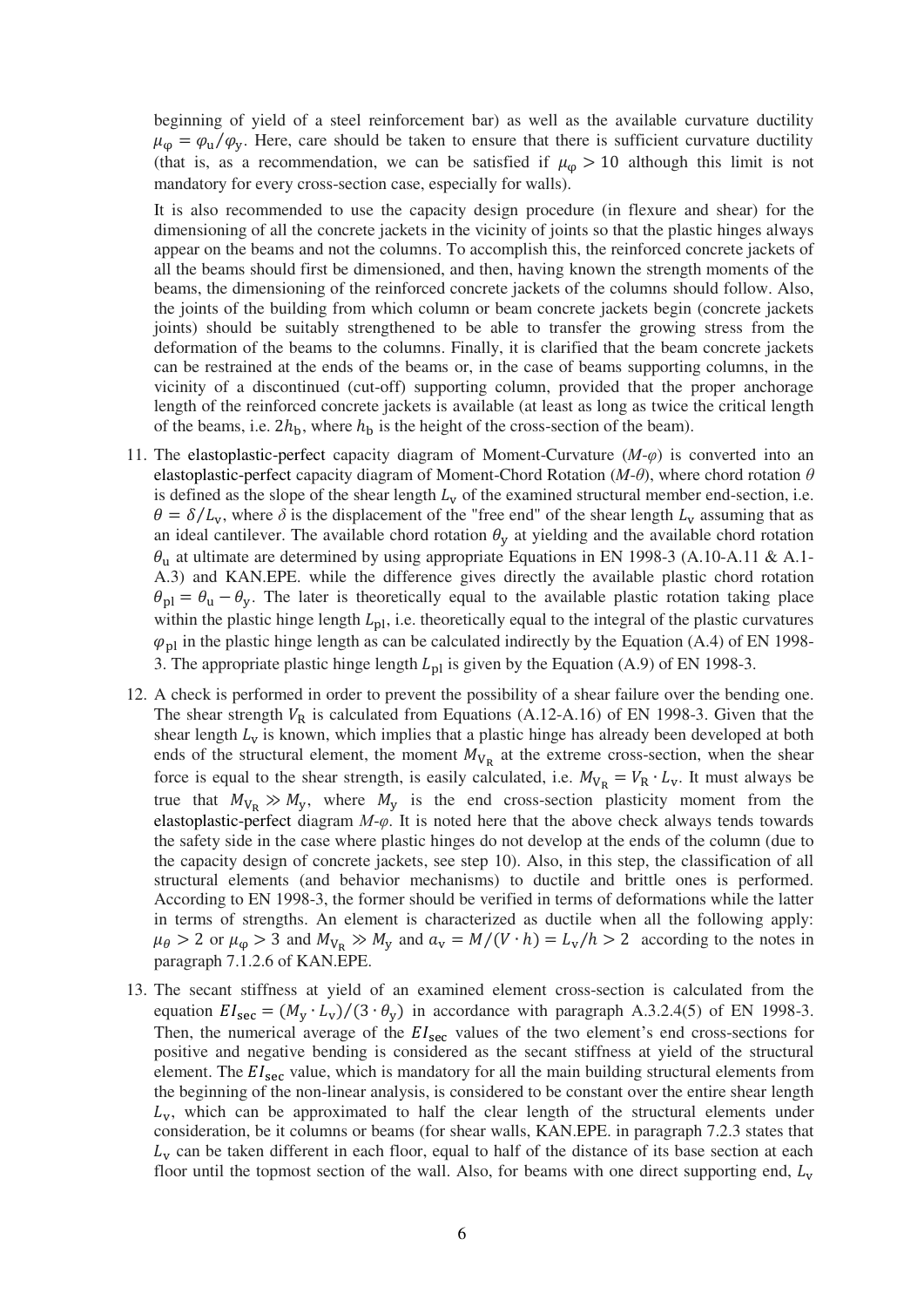beginning of yield of a steel reinforcement bar) as well as the available curvature ductility $\mu_{\varphi} = \varphi_u/\varphi_y$. Here, care should be taken to ensure that there is sufficient curvature ductility (that is, as a recommendation, we can be satisfied if $\mu_{\varphi} > 10$ although this limit is not mandatory for every cross-section case, especially for walls).

It is also recommended to use the capacity design procedure (in flexure and shear) for the dimensioning of all the concrete jackets in the vicinity of joints so that the plastic hinges always appear on the beams and not the columns. To accomplish this, the reinforced concrete jackets of all the beams should first be dimensioned, and then, having known the strength moments of the beams, the dimensioning of the reinforced concrete jackets of the columns should follow. Also, the joints of the building from which column or beam concrete jackets begin (concrete jackets joints) should be suitably strengthened to be able to transfer the growing stress from the deformation of the beams to the columns. Finally, it is clarified that the beam concrete jackets can be restrained at the ends of the beams or, in the case of beams supporting columns, in the vicinity of a discontinued (cut-off) supporting column, provided that the proper anchorage length of the reinforced concrete jackets is available (at least as long as twice the critical length of the beams, i.e. $2h_b$, where $h_b$ is the height of the cross-section of the beam).

11. The elastoplastic-perfect capacity diagram of Moment-Curvature (*M-φ*) is converted into an elastoplastic-perfect capacity diagram of Moment-Chord Rotation (*M-θ*), where chord rotation $\theta$ is defined as the slope of the shear length $L_v$ of the examined structural member end-section, i.e. $\theta = \delta/L_v$, where $\delta$ is the displacement of the "free end" of the shear length $L_v$ assuming that as an ideal cantilever. The available chord rotation $\theta_y$ at yielding and the available chord rotation $\theta_u$ at ultimate are determined by using appropriate Equations in EN 1998-3 (A.10-A.11 & A.1-A.3) and KAN.EPE. while the difference gives directly the available plastic chord rotation $\theta_{pl} = \theta_u - \theta_y$. The later is theoretically equal to the available plastic rotation taking place within the plastic hinge length $L_{pl}$, i.e. theoretically equal to the integral of the plastic curvatures $\varphi_{pl}$ in the plastic hinge length as can be calculated indirectly by the Equation (A.4) of EN 1998-3. The appropriate plastic hinge length $L_{pl}$ is given by the Equation (A.9) of EN 1998-3.

12. A check is performed in order to prevent the possibility of a shear failure over the bending one. The shear strength $V_R$ is calculated from Equations (A.12-A.16) of EN 1998-3. Given that the shear length $L_v$ is known, which implies that a plastic hinge has already been developed at both ends of the structural element, the moment $M_{V_R}$ at the extreme cross-section, when the shear force is equal to the shear strength, is easily calculated, i.e. $M_{V_R} = V_R \cdot L_v$. It must always be true that $M_{V_R} \gg M_y$, where $M_y$ is the end cross-section plasticity moment from the elastoplastic-perfect diagram *M-φ*. It is noted here that the above check always tends towards the safety side in the case where plastic hinges do not develop at the ends of the column (due to the capacity design of concrete jackets, see step 10). Also, in this step, the classification of all structural elements (and behavior mechanisms) to ductile and brittle ones is performed. According to EN 1998-3, the former should be verified in terms of deformations while the latter in terms of strengths. An element is characterized as ductile when all the following apply: $\mu_{\theta} > 2$ or $\mu_{\varphi} > 3$ and $M_{V_R} \gg M_y$ and $a_v = M/(V \cdot h) = L_v/h > 2$ according to the notes in paragraph 7.1.2.6 of KAN.EPE.

13. The secant stiffness at yield of an examined element cross-section is calculated from the equation $EI_{sec} = (M_y \cdot L_v)/(3 \cdot \theta_y)$ in accordance with paragraph A.3.2.4(5) of EN 1998-3. Then, the numerical average of the $EI_{sec}$ values of the two element's end cross-sections for positive and negative bending is considered as the secant stiffness at yield of the structural element. The $EI_{sec}$ value, which is mandatory for all the main building structural elements from the beginning of the non-linear analysis, is considered to be constant over the entire shear length $L_v$, which can be approximated to half the clear length of the structural elements under consideration, be it columns or beams (for shear walls, KAN.EPE. in paragraph 7.2.3 states that $L_v$ can be taken different in each floor, equal to half of the distance of its base section at each floor until the topmost section of the wall. Also, for beams with one direct supporting end, $L_v$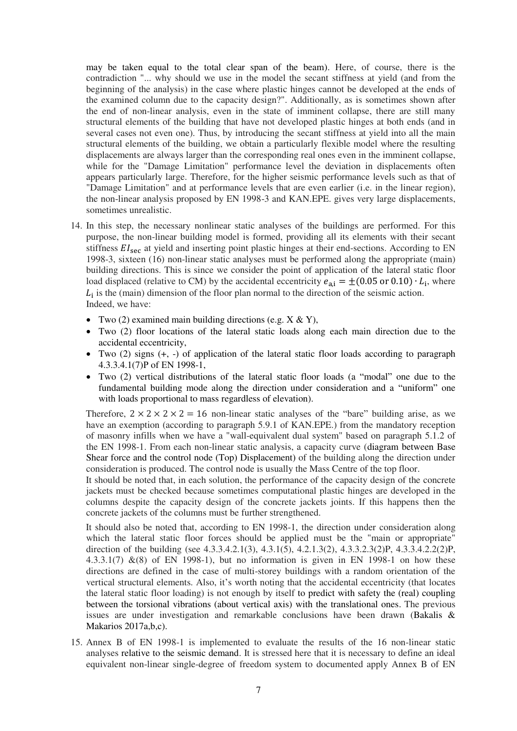may be taken equal to the total clear span of the beam). Here, of course, there is the contradiction "... why should we use in the model the secant stiffness at yield (and from the beginning of the analysis) in the case where plastic hinges cannot be developed at the ends of the examined column due to the capacity design?". Additionally, as is sometimes shown after the end of non-linear analysis, even in the state of imminent collapse, there are still many structural elements of the building that have not developed plastic hinges at both ends (and in several cases not even one). Thus, by introducing the secant stiffness at yield into all the main structural elements of the building, we obtain a particularly flexible model where the resulting displacements are always larger than the corresponding real ones even in the imminent collapse, while for the "Damage Limitation" performance level the deviation in displacements often appears particularly large. Therefore, for the higher seismic performance levels such as that of "Damage Limitation" and at performance levels that are even earlier (i.e. in the linear region), the non-linear analysis proposed by EN 1998-3 and KAN.EPE. gives very large displacements, sometimes unrealistic.

14. In this step, the necessary nonlinear static analyses of the buildings are performed. For this purpose, the non-linear building model is formed, providing all its elements with their secant stiffness $EI_{\text{sec}}$ at yield and inserting point plastic hinges at their end-sections. According to EN 1998-3, sixteen (16) non-linear static analyses must be performed along the appropriate (main) building directions. This is since we consider the point of application of the lateral static floor load displaced (relative to CM) by the accidental eccentricity $e_{\text{a,i}} = \pm(0.05 \text{ or } 0.10) \cdot L_{\text{i}}$, where $L_{\text{i}}$ is the (main) dimension of the floor plan normal to the direction of the seismic action.
    Indeed, we have:

    - Two (2) examined main building directions (e.g. X & Y),
    - Two (2) floor locations of the lateral static loads along each main direction due to the accidental eccentricity,
    - Two (2) signs (+, -) of application of the lateral static floor loads according to paragraph 4.3.3.4.1(7)P of EN 1998-1,
    - Two (2) vertical distributions of the lateral static floor loads (a "modal" one due to the fundamental building mode along the direction under consideration and a "uniform" one with loads proportional to mass regardless of elevation).

    Therefore, $2 \times 2 \times 2 \times 2 = 16$ non-linear static analyses of the "bare" building arise, as we have an exemption (according to paragraph 5.9.1 of KAN.EPE.) from the mandatory reception of masonry infills when we have a "wall-equivalent dual system" based on paragraph 5.1.2 of the EN 1998-1. From each non-linear static analysis, a capacity curve (diagram between Base Shear force and the control node (Top) Displacement) of the building along the direction under consideration is produced. The control node is usually the Mass Centre of the top floor.

    It should be noted that, in each solution, the performance of the capacity design of the concrete jackets must be checked because sometimes computational plastic hinges are developed in the columns despite the capacity design of the concrete jackets joints. If this happens then the concrete jackets of the columns must be further strengthened.

    It should also be noted that, according to EN 1998-1, the direction under consideration along which the lateral static floor forces should be applied must be the "main or appropriate" direction of the building (see 4.3.3.4.2.1(3), 4.3.1(5), 4.2.1.3(2), 4.3.3.2.3(2)P, 4.3.3.4.2.2(2)P, 4.3.3.1(7) &(8) of EN 1998-1), but no information is given in EN 1998-1 on how these directions are defined in the case of multi-storey buildings with a random orientation of the vertical structural elements. Also, it's worth noting that the accidental eccentricity (that locates the lateral static floor loading) is not enough by itself to predict with safety the (real) coupling between the torsional vibrations (about vertical axis) with the translational ones. The previous issues are under investigation and remarkable conclusions have been drawn (Bakalis & Makarios 2017a,b,c).

15. Annex B of EN 1998-1 is implemented to evaluate the results of the 16 non-linear static analyses relative to the seismic demand. It is stressed here that it is necessary to define an ideal equivalent non-linear single-degree of freedom system to documented apply Annex B of EN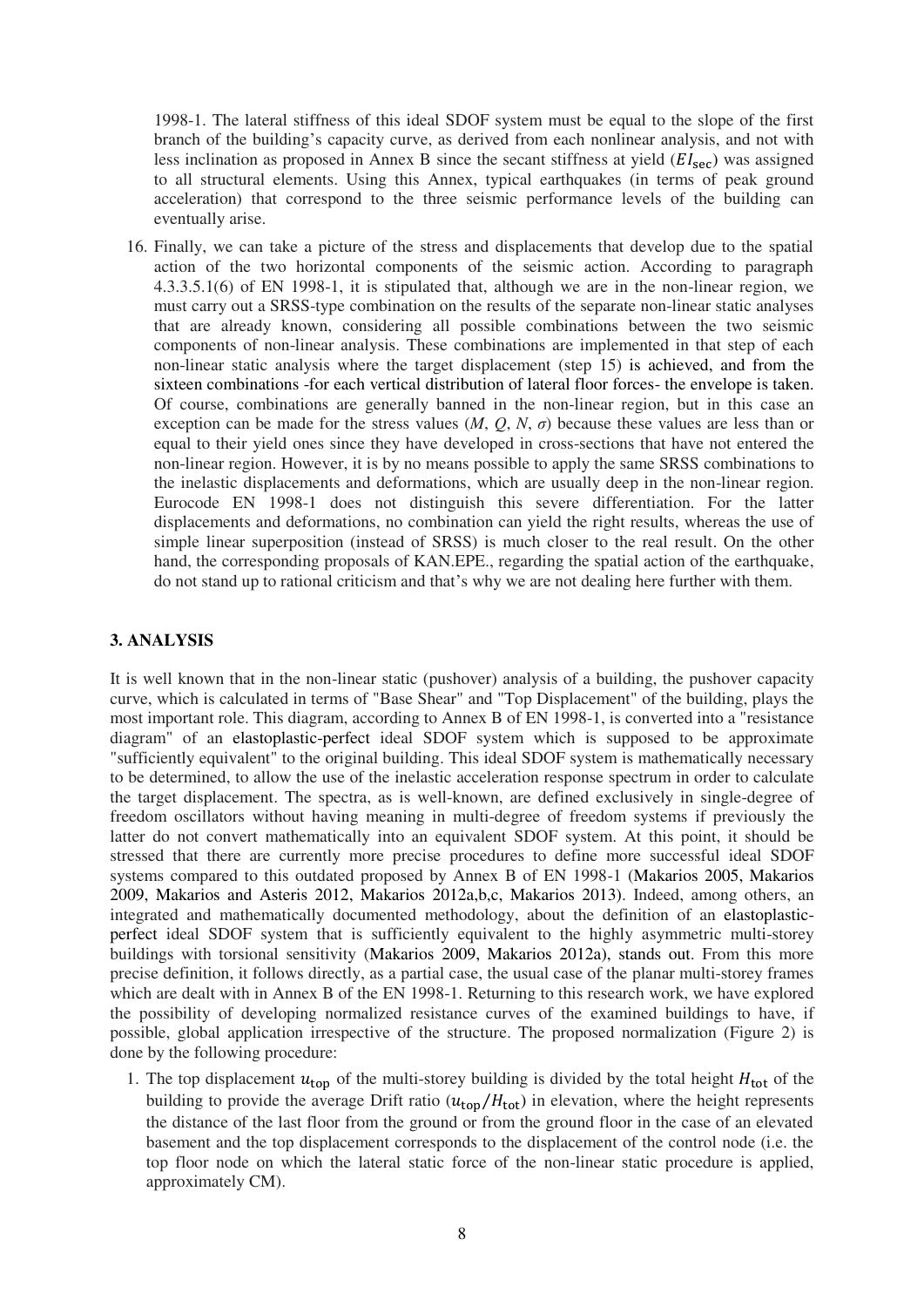1998-1. The lateral stiffness of this ideal SDOF system must be equal to the slope of the first branch of the building's capacity curve, as derived from each nonlinear analysis, and not with less inclination as proposed in Annex B since the secant stiffness at yield ($EI_{\text{sec}}$) was assigned to all structural elements. Using this Annex, typical earthquakes (in terms of peak ground acceleration) that correspond to the three seismic performance levels of the building can eventually arise.

16. Finally, we can take a picture of the stress and displacements that develop due to the spatial action of the two horizontal components of the seismic action. According to paragraph 4.3.3.5.1(6) of EN 1998-1, it is stipulated that, although we are in the non-linear region, we must carry out a SRSS-type combination on the results of the separate non-linear static analyses that are already known, considering all possible combinations between the two seismic components of non-linear analysis. These combinations are implemented in that step of each non-linear static analysis where the target displacement (step 15) is achieved, and from the sixteen combinations -for each vertical distribution of lateral floor forces- the envelope is taken. Of course, combinations are generally banned in the non-linear region, but in this case an exception can be made for the stress values ($M$, $Q$, $N$, $\sigma$) because these values are less than or equal to their yield ones since they have developed in cross-sections that have not entered the non-linear region. However, it is by no means possible to apply the same SRSS combinations to the inelastic displacements and deformations, which are usually deep in the non-linear region. Eurocode EN 1998-1 does not distinguish this severe differentiation. For the latter displacements and deformations, no combination can yield the right results, whereas the use of simple linear superposition (instead of SRSS) is much closer to the real result. On the other hand, the corresponding proposals of KAN.EPE., regarding the spatial action of the earthquake, do not stand up to rational criticism and that's why we are not dealing here further with them.

## 3. ANALYSIS

It is well known that in the non-linear static (pushover) analysis of a building, the pushover capacity curve, which is calculated in terms of "Base Shear" and "Top Displacement" of the building, plays the most important role. This diagram, according to Annex B of EN 1998-1, is converted into a "resistance diagram" of an elastoplastic-perfect ideal SDOF system which is supposed to be approximate "sufficiently equivalent" to the original building. This ideal SDOF system is mathematically necessary to be determined, to allow the use of the inelastic acceleration response spectrum in order to calculate the target displacement. The spectra, as is well-known, are defined exclusively in single-degree of freedom oscillators without having meaning in multi-degree of freedom systems if previously the latter do not convert mathematically into an equivalent SDOF system. At this point, it should be stressed that there are currently more precise procedures to define more successful ideal SDOF systems compared to this outdated proposed by Annex B of EN 1998-1 (Makarios 2005, Makarios 2009, Makarios and Asteris 2012, Makarios 2012a,b,c, Makarios 2013). Indeed, among others, an integrated and mathematically documented methodology, about the definition of an elastoplastic-perfect ideal SDOF system that is sufficiently equivalent to the highly asymmetric multi-storey buildings with torsional sensitivity (Makarios 2009, Makarios 2012a), stands out. From this more precise definition, it follows directly, as a partial case, the usual case of the planar multi-storey frames which are dealt with in Annex B of the EN 1998-1. Returning to this research work, we have explored the possibility of developing normalized resistance curves of the examined buildings to have, if possible, global application irrespective of the structure. The proposed normalization (Figure 2) is done by the following procedure:

1. The top displacement $u_{\text{top}}$ of the multi-storey building is divided by the total height $H_{\text{tot}}$ of the building to provide the average Drift ratio ($u_{\text{top}}/H_{\text{tot}}$) in elevation, where the height represents the distance of the last floor from the ground or from the ground floor in the case of an elevated basement and the top displacement corresponds to the displacement of the control node (i.e. the top floor node on which the lateral static force of the non-linear static procedure is applied, approximately CM).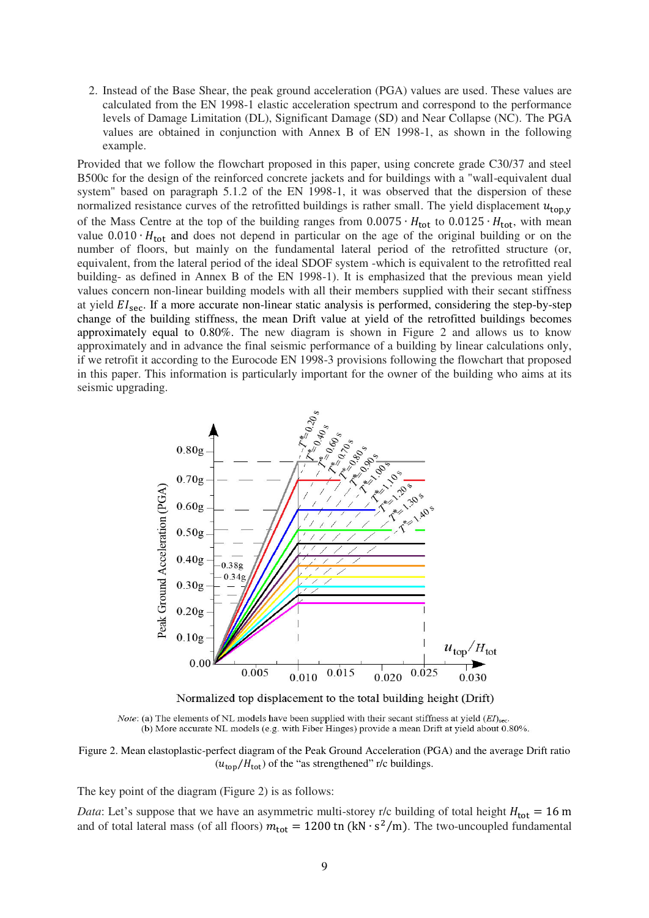2. Instead of the Base Shear, the peak ground acceleration (PGA) values are used. These values are calculated from the EN 1998-1 elastic acceleration spectrum and correspond to the performance levels of Damage Limitation (DL), Significant Damage (SD) and Near Collapse (NC). The PGA values are obtained in conjunction with Annex B of EN 1998-1, as shown in the following example.

Provided that we follow the flowchart proposed in this paper, using concrete grade C30/37 and steel B500c for the design of the reinforced concrete jackets and for buildings with a "wall-equivalent dual system" based on paragraph 5.1.2 of the EN 1998-1, it was observed that the dispersion of these normalized resistance curves of the retrofitted buildings is rather small. The yield displacement $u_{\text{top,y}}$ of the Mass Centre at the top of the building ranges from $0.0075 \cdot H_{\text{tot}}$ to $0.0125 \cdot H_{\text{tot}}$, with mean value $0.010 \cdot H_{\text{tot}}$ and does not depend in particular on the age of the original building or on the number of floors, but mainly on the fundamental lateral period of the retrofitted structure (or, equivalent, from the lateral period of the ideal SDOF system -which is equivalent to the retrofitted real building- as defined in Annex B of the EN 1998-1). It is emphasized that the previous mean yield values concern non-linear building models with all their members supplied with their secant stiffness at yield $EI_{\text{sec}}$. If a more accurate non-linear static analysis is performed, considering the step-by-step change of the building stiffness, the mean Drift value at yield of the retrofitted buildings becomes approximately equal to 0.80%. The new diagram is shown in Figure 2 and allows us to know approximately and in advance the final seismic performance of a building by linear calculations only, if we retrofit it according to the Eurocode EN 1998-3 provisions following the flowchart that proposed in this paper. This information is particularly important for the owner of the building who aims at its seismic upgrading.

*Note*: (a) The elements of NL models have been supplied with their secant stiffness at yield $(EI)_{\text{sec}}$.
(b) More accurate NL models (e.g. with Fiber Hinges) provide a mean Drift at yield about 0.80%.

Figure 2. Mean elastoplastic-perfect diagram of the Peak Ground Acceleration (PGA) and the average Drift ratio $(u_{\text{top}}/H_{\text{tot}})$ of the "as strengthened" r/c buildings.

The key point of the diagram (Figure 2) is as follows:

*Data*: Let's suppose that we have an asymmetric multi-storey r/c building of total height $H_{\text{tot}} = 16\text{ m}$ and of total lateral mass (of all floors) $m_{\text{tot}} = 1200\text{ tn }(\text{kN} \cdot \text{s}^2/\text{m})$. The two-uncoupled fundamental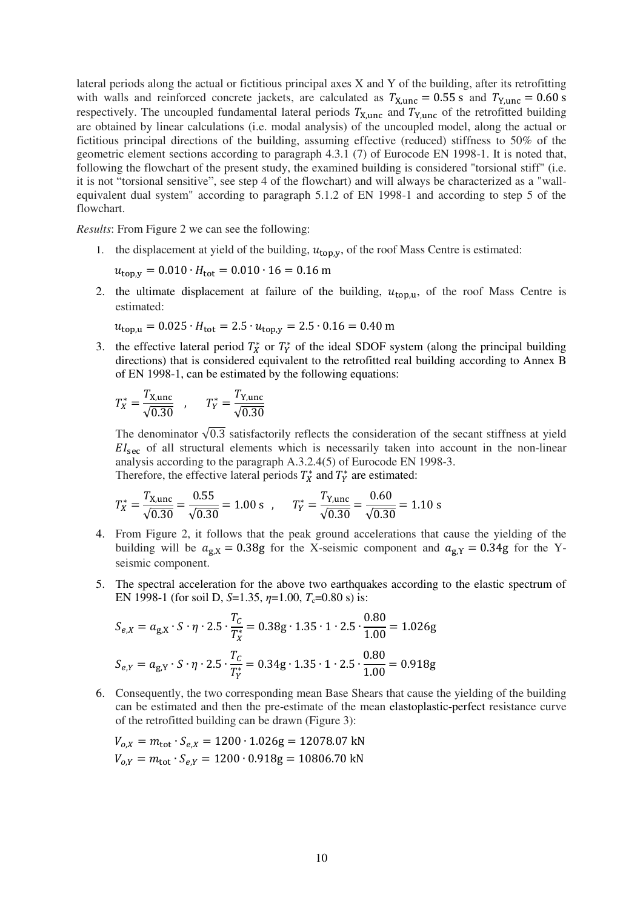lateral periods along the actual or fictitious principal axes X and Y of the building, after its retrofitting with walls and reinforced concrete jackets, are calculated as $T_{\mathrm{X,unc}} = 0.55$ s and $T_{\mathrm{Y,unc}} = 0.60$ s respectively. The uncoupled fundamental lateral periods $T_{\mathrm{X,unc}}$ and $T_{\mathrm{Y,unc}}$ of the retrofitted building are obtained by linear calculations (i.e. modal analysis) of the uncoupled model, along the actual or fictitious principal directions of the building, assuming effective (reduced) stiffness to 50% of the geometric element sections according to paragraph 4.3.1 (7) of Eurocode EN 1998-1. It is noted that, following the flowchart of the present study, the examined building is considered "torsional stiff" (i.e. it is not "torsional sensitive", see step 4 of the flowchart) and will always be characterized as a "wall-equivalent dual system" according to paragraph 5.1.2 of EN 1998-1 and according to step 5 of the flowchart.

*Results*: From Figure 2 we can see the following:

1. the displacement at yield of the building, $u_{\mathrm{top,y}}$, of the roof Mass Centre is estimated:

   $$u_{\mathrm{top,y}} = 0.010 \cdot H_{\mathrm{tot}} = 0.010 \cdot 16 = 0.16 \text{ m}$$

2. the ultimate displacement at failure of the building, $u_{\mathrm{top,u}}$, of the roof Mass Centre is estimated:

   $$u_{\mathrm{top,u}} = 0.025 \cdot H_{\mathrm{tot}} = 2.5 \cdot u_{\mathrm{top,y}} = 2.5 \cdot 0.16 = 0.40 \text{ m}$$

3. the effective lateral period $T_X^*$ or $T_Y^*$ of the ideal SDOF system (along the principal building directions) that is considered equivalent to the retrofitted real building according to Annex B of EN 1998-1, can be estimated by the following equations:

   $$T_X^* = \frac{T_{\mathrm{X,unc}}}{\sqrt{0.30}} \quad , \quad T_Y^* = \frac{T_{\mathrm{Y,unc}}}{\sqrt{0.30}}$$

   The denominator $\sqrt{0.3}$ satisfactorily reflects the consideration of the secant stiffness at yield $EI_{\mathrm{sec}}$ of all structural elements which is necessarily taken into account in the non-linear analysis according to the paragraph A.3.2.4(5) of Eurocode EN 1998-3.
   Therefore, the effective lateral periods $T_X^*$ and $T_Y^*$ are estimated:

   $$T_X^* = \frac{T_{\mathrm{X,unc}}}{\sqrt{0.30}} = \frac{0.55}{\sqrt{0.30}} = 1.00 \text{ s} \quad , \quad T_Y^* = \frac{T_{\mathrm{Y,unc}}}{\sqrt{0.30}} = \frac{0.60}{\sqrt{0.30}} = 1.10 \text{ s}$$

4. From Figure 2, it follows that the peak ground accelerations that cause the yielding of the building will be $a_{\mathrm{g,X}} = 0.38\mathrm{g}$ for the X-seismic component and $a_{\mathrm{g,Y}} = 0.34\mathrm{g}$ for the Y-seismic component.

5. The spectral acceleration for the above two earthquakes according to the elastic spectrum of EN 1998-1 (for soil D, $S$=1.35, $\eta$=1.00, $T_c$=0.80 s) is:

   $$S_{e,X} = a_{\mathrm{g,X}} \cdot S \cdot \eta \cdot 2.5 \cdot \frac{T_C}{T_X^*} = 0.38\mathrm{g} \cdot 1.35 \cdot 1 \cdot 2.5 \cdot \frac{0.80}{1.00} = 1.026\mathrm{g}$$

   $$S_{e,Y} = a_{\mathrm{g,Y}} \cdot S \cdot \eta \cdot 2.5 \cdot \frac{T_C}{T_Y^*} = 0.34\mathrm{g} \cdot 1.35 \cdot 1 \cdot 2.5 \cdot \frac{0.80}{1.00} = 0.918\mathrm{g}$$

6. Consequently, the two corresponding mean Base Shears that cause the yielding of the building can be estimated and then the pre-estimate of the mean elastoplastic-perfect resistance curve of the retrofitted building can be drawn (Figure 3):

   $$V_{o,X} = m_{\mathrm{tot}} \cdot S_{e,X} = 1200 \cdot 1.026\mathrm{g} = 12078.07 \text{ kN}$$

   $$V_{o,Y} = m_{\mathrm{tot}} \cdot S_{e,Y} = 1200 \cdot 0.918\mathrm{g} = 10806.70 \text{ kN}$$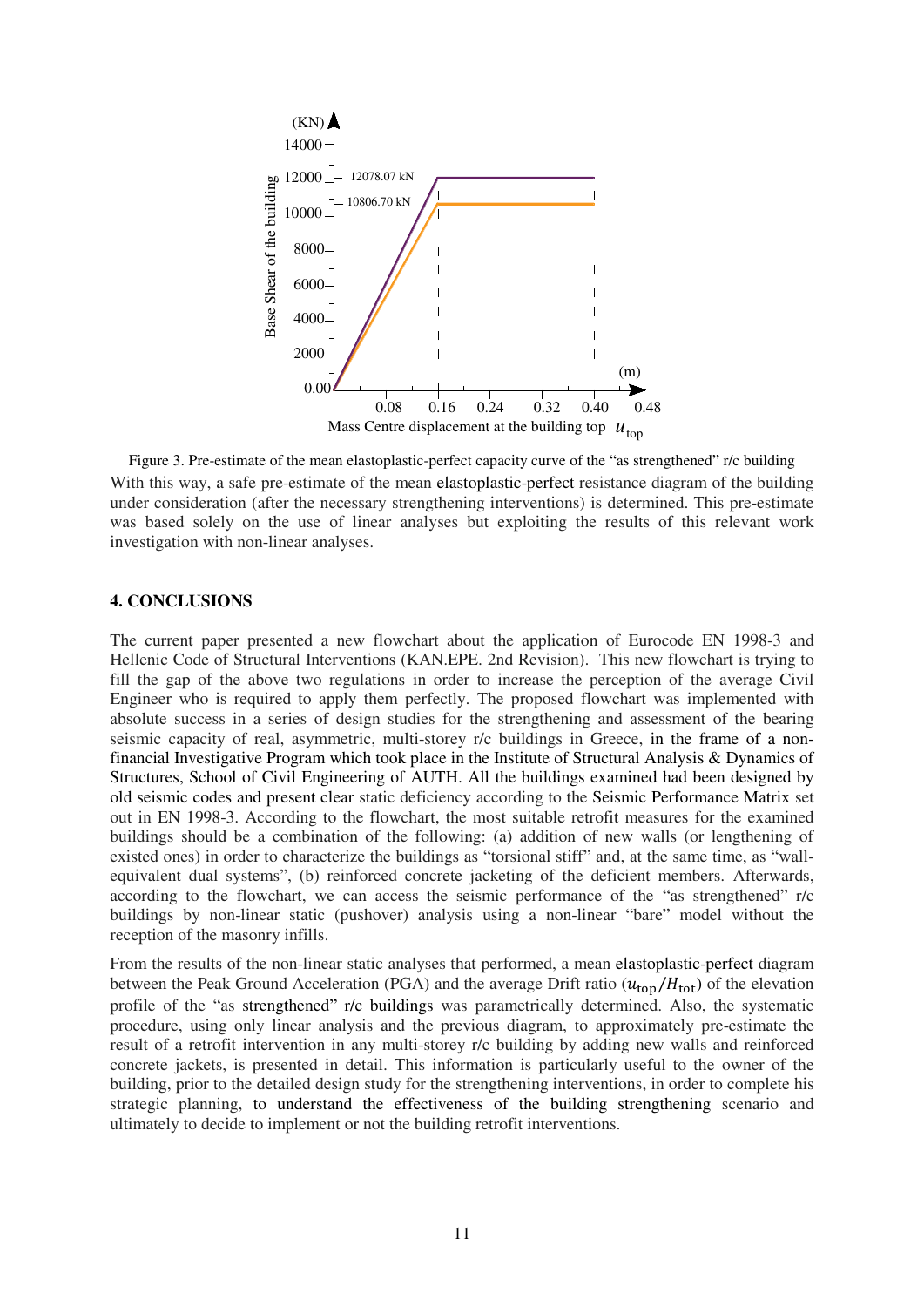Figure 3. Pre-estimate of the mean elastoplastic-perfect capacity curve of the "as strengthened" r/c building

With this way, a safe pre-estimate of the mean elastoplastic-perfect resistance diagram of the building under consideration (after the necessary strengthening interventions) is determined. This pre-estimate was based solely on the use of linear analyses but exploiting the results of this relevant work investigation with non-linear analyses.

## 4. CONCLUSIONS

The current paper presented a new flowchart about the application of Eurocode EN 1998-3 and Hellenic Code of Structural Interventions (KAN.EPE. 2nd Revision). This new flowchart is trying to fill the gap of the above two regulations in order to increase the perception of the average Civil Engineer who is required to apply them perfectly. The proposed flowchart was implemented with absolute success in a series of design studies for the strengthening and assessment of the bearing seismic capacity of real, asymmetric, multi-storey r/c buildings in Greece, in the frame of a non-financial Investigative Program which took place in the Institute of Structural Analysis & Dynamics of Structures, School of Civil Engineering of AUTH. All the buildings examined had been designed by old seismic codes and present clear static deficiency according to the Seismic Performance Matrix set out in EN 1998-3. According to the flowchart, the most suitable retrofit measures for the examined buildings should be a combination of the following: (a) addition of new walls (or lengthening of existed ones) in order to characterize the buildings as "torsional stiff" and, at the same time, as "wall-equivalent dual systems", (b) reinforced concrete jacketing of the deficient members. Afterwards, according to the flowchart, we can access the seismic performance of the "as strengthened" r/c buildings by non-linear static (pushover) analysis using a non-linear "bare" model without the reception of the masonry infills.

From the results of the non-linear static analyses that performed, a mean elastoplastic-perfect diagram between the Peak Ground Acceleration (PGA) and the average Drift ratio ($u_{top}/H_{tot}$) of the elevation profile of the "as strengthened" r/c buildings was parametrically determined. Also, the systematic procedure, using only linear analysis and the previous diagram, to approximately pre-estimate the result of a retrofit intervention in any multi-storey r/c building by adding new walls and reinforced concrete jackets, is presented in detail. This information is particularly useful to the owner of the building, prior to the detailed design study for the strengthening interventions, in order to complete his strategic planning, to understand the effectiveness of the building strengthening scenario and ultimately to decide to implement or not the building retrofit interventions.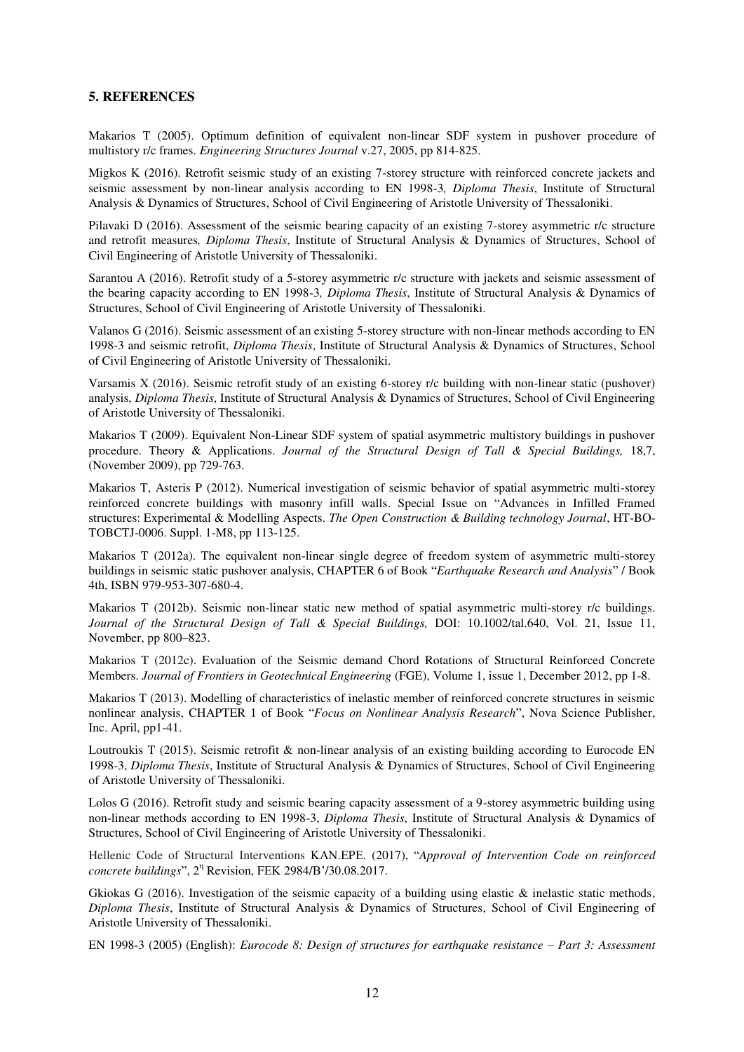### 5. REFERENCES

Makarios T (2005). Optimum definition of equivalent non-linear SDF system in pushover procedure of multistory r/c frames. *Engineering Structures Journal* v.27, 2005, pp 814-825.

Migkos K (2016). Retrofit seismic study of an existing 7-storey structure with reinforced concrete jackets and seismic assessment by non-linear analysis according to EN 1998-3*, Diploma Thesis*, Institute of Structural Analysis & Dynamics of Structures, School of Civil Engineering of Aristotle University of Thessaloniki.

Pilavaki D (2016). Assessment of the seismic bearing capacity of an existing 7-storey asymmetric r/c structure and retrofit measures*, Diploma Thesis*, Institute of Structural Analysis & Dynamics of Structures, School of Civil Engineering of Aristotle University of Thessaloniki.

Sarantou A (2016). Retrofit study of a 5-storey asymmetric r/c structure with jackets and seismic assessment of the bearing capacity according to EN 1998-3*, Diploma Thesis*, Institute of Structural Analysis & Dynamics of Structures, School of Civil Engineering of Aristotle University of Thessaloniki.

Valanos G (2016). Seismic assessment of an existing 5-storey structure with non-linear methods according to EN 1998-3 and seismic retrofit, *Diploma Thesis*, Institute of Structural Analysis & Dynamics of Structures, School of Civil Engineering of Aristotle University of Thessaloniki.

Varsamis X (2016). Seismic retrofit study of an existing 6-storey r/c building with non-linear static (pushover) analysis, *Diploma Thesis*, Institute of Structural Analysis & Dynamics of Structures, School of Civil Engineering of Aristotle University of Thessaloniki.

Makarios T (2009). Equivalent Non-Linear SDF system of spatial asymmetric multistory buildings in pushover procedure. Theory & Applications. *Journal of the Structural Design of Tall & Special Buildings,* 18,7, (November 2009), pp 729-763.

Makarios T, Asteris P (2012). Numerical investigation of seismic behavior of spatial asymmetric multi-storey reinforced concrete buildings with masonry infill walls. Special Issue on "Advances in Infilled Framed structures: Experimental & Modelling Aspects. *The Open Construction & Building technology Journal*, HT-BO-TOBCTJ-0006. Suppl. 1-M8, pp 113-125.

Makarios T (2012a). The equivalent non-linear single degree of freedom system of asymmetric multi-storey buildings in seismic static pushover analysis, CHAPTER 6 of Book "*Earthquake Research and Analysis*" / Book 4th, ISBN 979-953-307-680-4.

Makarios T (2012b). Seismic non-linear static new method of spatial asymmetric multi-storey r/c buildings. *Journal of the Structural Design of Tall & Special Buildings,* DOI: 10.1002/tal.640, Vol. 21, Issue 11, November, pp 800–823.

Makarios T (2012c). Evaluation of the Seismic demand Chord Rotations of Structural Reinforced Concrete Members. *Journal of Frontiers in Geotechnical Engineering* (FGE), Volume 1, issue 1, December 2012, pp 1-8.

Makarios T (2013). Modelling of characteristics of inelastic member of reinforced concrete structures in seismic nonlinear analysis, CHAPTER 1 of Book "*Focus on Nonlinear Analysis Research*", Nova Science Publisher, Inc. April, pp1-41.

Loutroukis T (2015). Seismic retrofit & non-linear analysis of an existing building according to Eurocode EN 1998-3, *Diploma Thesis*, Institute of Structural Analysis & Dynamics of Structures, School of Civil Engineering of Aristotle University of Thessaloniki.

Lolos G (2016). Retrofit study and seismic bearing capacity assessment of a 9-storey asymmetric building using non-linear methods according to EN 1998-3, *Diploma Thesis*, Institute of Structural Analysis & Dynamics of Structures, School of Civil Engineering of Aristotle University of Thessaloniki.

Hellenic Code of Structural Interventions KAN.EPE. (2017), "*Approval of Intervention Code on reinforced concrete buildings*", 2η Revision, FEK 2984/B'/30.08.2017.

Gkiokas G (2016). Investigation of the seismic capacity of a building using elastic & inelastic static methods, *Diploma Thesis*, Institute of Structural Analysis & Dynamics of Structures, School of Civil Engineering of Aristotle University of Thessaloniki.

EN 1998-3 (2005) (English): *Eurocode 8: Design of structures for earthquake resistance – Part 3: Assessment*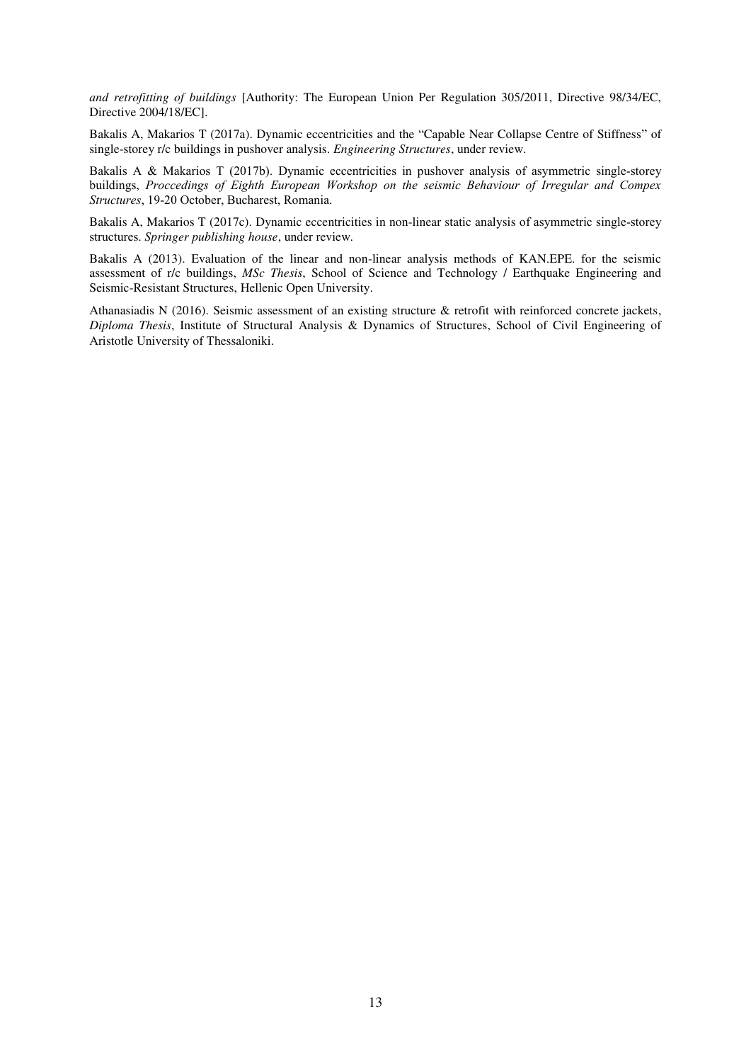*and retrofitting of buildings* [Authority: The European Union Per Regulation 305/2011, Directive 98/34/EC, Directive 2004/18/EC].

Bakalis A, Makarios T (2017a). Dynamic eccentricities and the "Capable Near Collapse Centre of Stiffness" of single-storey r/c buildings in pushover analysis. *Engineering Structures*, under review.

Bakalis A & Makarios T (2017b). Dynamic eccentricities in pushover analysis of asymmetric single-storey buildings, *Proccedings of Eighth European Workshop on the seismic Behaviour of Irregular and Compex Structures*, 19-20 October, Bucharest, Romania.

Bakalis A, Makarios T (2017c). Dynamic eccentricities in non-linear static analysis of asymmetric single-storey structures. *Springer publishing house*, under review.

Bakalis A (2013). Evaluation of the linear and non-linear analysis methods of KAN.EPE. for the seismic assessment of r/c buildings, *MSc Thesis*, School of Science and Technology / Earthquake Engineering and Seismic-Resistant Structures, Hellenic Open University.

Athanasiadis N (2016). Seismic assessment of an existing structure & retrofit with reinforced concrete jackets, *Diploma Thesis*, Institute of Structural Analysis & Dynamics of Structures, School of Civil Engineering of Aristotle University of Thessaloniki.